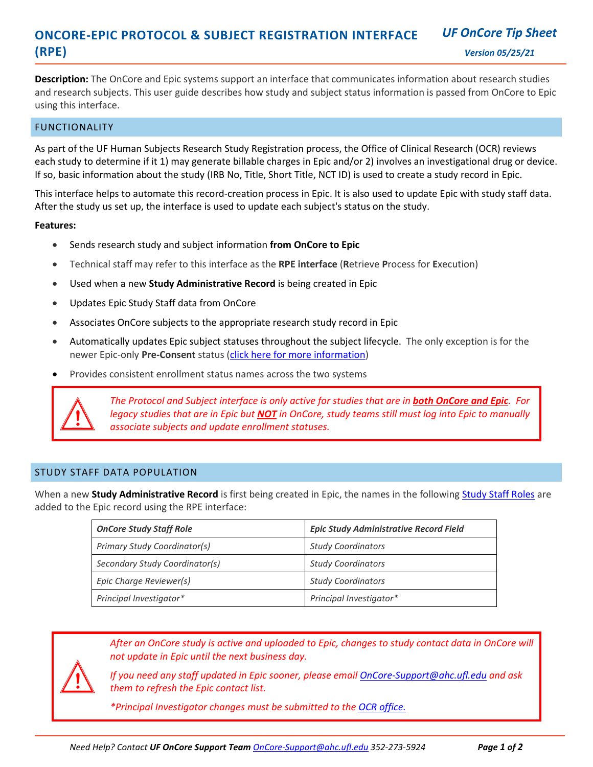# ONCORE-EPIC PROTOCOL & SUBJECT REGISTRATION INTERFACE (RPE)

***UF OnCore Tip Sheet***

***Version 05/25/21***

**Description:** The OnCore and Epic systems support an interface that communicates information about research studies and research subjects. This user guide describes how study and subject status information is passed from OnCore to Epic using this interface.

## FUNCTIONALITY

As part of the UF Human Subjects Research Study Registration process, the Office of Clinical Research (OCR) reviews each study to determine if it 1) may generate billable charges in Epic and/or 2) involves an investigational drug or device. If so, basic information about the study (IRB No, Title, Short Title, NCT ID) is used to create a study record in Epic.

This interface helps to automate this record-creation process in Epic. It is also used to update Epic with study staff data. After the study us set up, the interface is used to update each subject's status on the study.

**Features:**

- Sends research study and subject information **from OnCore to Epic**
- Technical staff may refer to this interface as the **RPE interface** (**R**etrieve **P**rocess for **E**xecution)
- Used when a new **Study Administrative Record** is being created in Epic
- Updates Epic Study Staff data from OnCore
- Associates OnCore subjects to the appropriate research study record in Epic
- Automatically updates Epic subject statuses throughout the subject lifecycle. The only exception is for the newer Epic-only **Pre-Consent** status (click here for more information)
- Provides consistent enrollment status names across the two systems

> *The Protocol and Subject interface is only active for studies that are in **both OnCore and Epic**. For legacy studies that are in Epic but **NOT** in OnCore, study teams still must log into Epic to manually associate subjects and update enrollment statuses.*

## STUDY STAFF DATA POPULATION

When a new **Study Administrative Record** is first being created in Epic, the names in the following Study Staff Roles are added to the Epic record using the RPE interface:

| *OnCore Study Staff Role* | *Epic Study Administrative Record Field* |
|---|---|
| *Primary Study Coordinator(s)* | *Study Coordinators* |
| *Secondary Study Coordinator(s)* | *Study Coordinators* |
| *Epic Charge Reviewer(s)* | *Study Coordinators* |
| *Principal Investigator** | *Principal Investigator** |

> *After an OnCore study is active and uploaded to Epic, changes to study contact data in OnCore will not update in Epic until the next business day.*
>
> *If you need any staff updated in Epic sooner, please email OnCore-Support@ahc.ufl.edu and ask them to refresh the Epic contact list.*
>
> **Principal Investigator changes must be submitted to the OCR office.*

*Need Help? Contact **UF OnCore Support Team** OnCore-Support@ahc.ufl.edu 352-273-5924*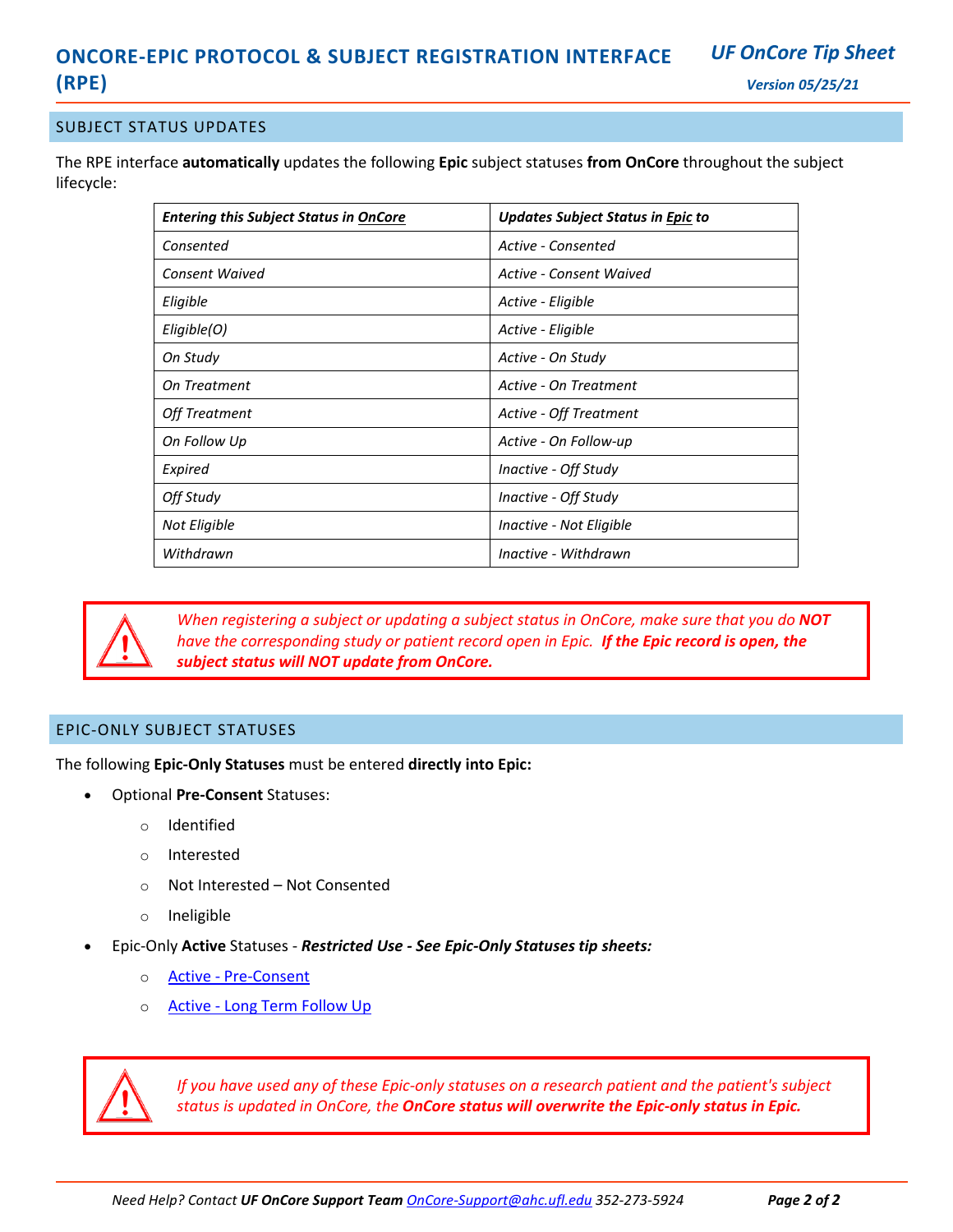# ONCORE-EPIC PROTOCOL & SUBJECT REGISTRATION INTERFACE (RPE)

*UF OnCore Tip Sheet*

*Version 05/25/21*

## SUBJECT STATUS UPDATES

The RPE interface **automatically** updates the following **Epic** subject statuses **from OnCore** throughout the subject lifecycle:

| ***Entering this Subject Status in OnCore*** | ***Updates Subject Status in Epic to*** |
|---|---|
| *Consented* | *Active - Consented* |
| *Consent Waived* | *Active - Consent Waived* |
| *Eligible* | *Active - Eligible* |
| *Eligible(O)* | *Active - Eligible* |
| *On Study* | *Active - On Study* |
| *On Treatment* | *Active - On Treatment* |
| *Off Treatment* | *Active - Off Treatment* |
| *On Follow Up* | *Active - On Follow-up* |
| *Expired* | *Inactive - Off Study* |
| *Off Study* | *Inactive - Off Study* |
| *Not Eligible* | *Inactive - Not Eligible* |
| *Withdrawn* | *Inactive - Withdrawn* |

*When registering a subject or updating a subject status in OnCore, make sure that you do **NOT** have the corresponding study or patient record open in Epic. **If the Epic record is open, the subject status will NOT update from OnCore.***

## EPIC-ONLY SUBJECT STATUSES

The following **Epic-Only Statuses** must be entered **directly into Epic:**

- Optional **Pre-Consent** Statuses:
  - Identified
  - Interested
  - Not Interested – Not Consented
  - Ineligible
- Epic-Only **Active** Statuses - ***Restricted Use - See Epic-Only Statuses tip sheets:***
  - Active - Pre-Consent
  - Active - Long Term Follow Up

*If you have used any of these Epic-only statuses on a research patient and the patient's subject status is updated in OnCore, the **OnCore status will overwrite the Epic-only status in Epic.***

*Need Help? Contact **UF OnCore Support Team** OnCore-Support@ahc.ufl.edu 352-273-5924*